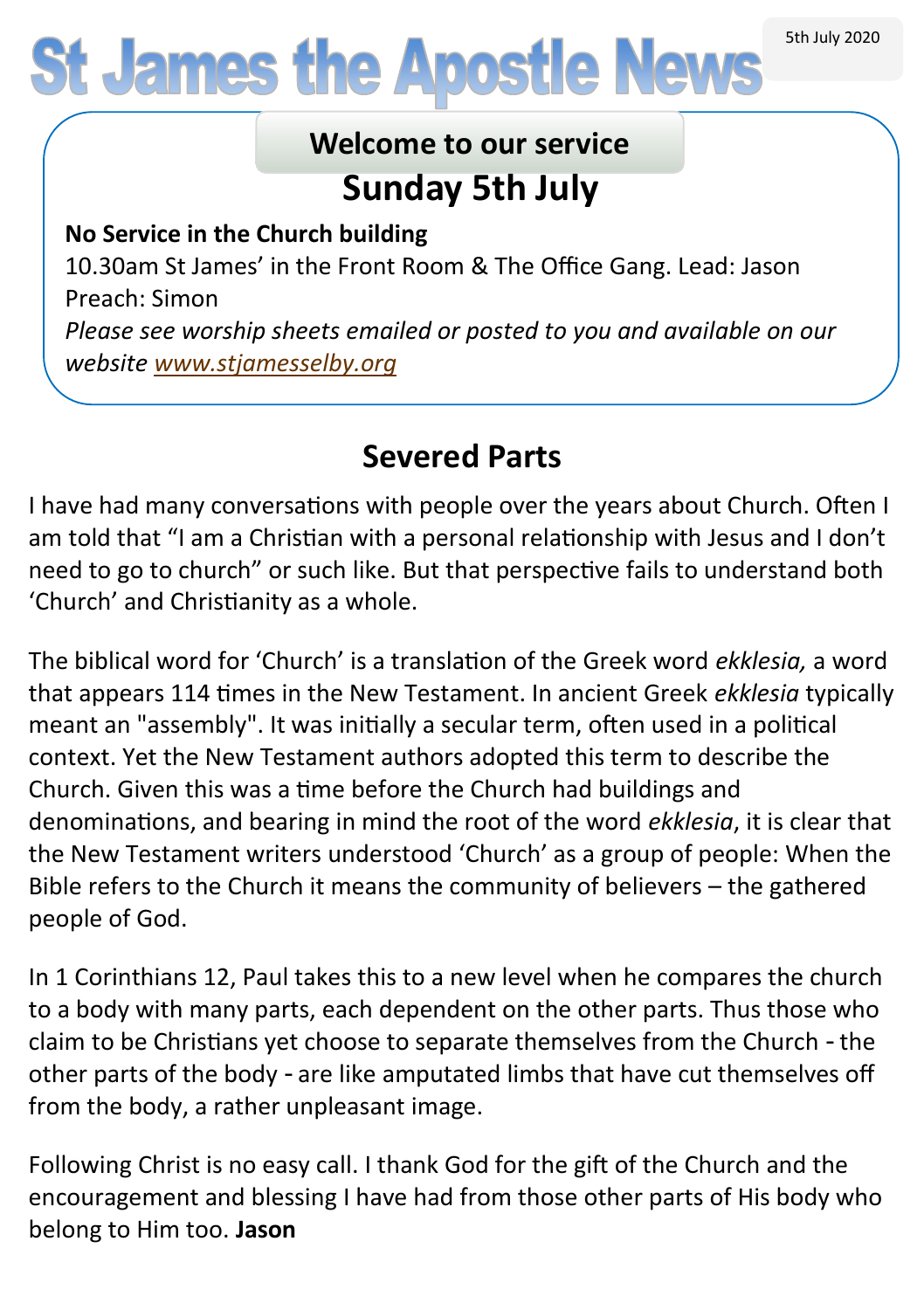# St James the Apostle News

5th July 2020

## Welcome to our service

## Sunday 5th July

**No Service in the Church building**

10.30am St James' in the Front Room & The Office Gang. Lead: Jason Preach: Simon

*Please see worship sheets emailed or posted to you and available on our website [www.stjamesselby.org](www.stjamesselby.org)*

## Severed Parts

I have had many conversations with people over the years about Church. Often I am told that "I am a Christian with a personal relationship with Jesus and I don't need to go to church" or such like. But that perspective fails to understand both 'Church' and Christianity as a whole.

The biblical word for 'Church' is a translation of the Greek word *ekklesia,* a word that appears 114 times in the New Testament. In ancient Greek *ekklesia* typically meant an "assembly". It was initially a secular term, often used in a political context. Yet the New Testament authors adopted this term to describe the Church. Given this was a time before the Church had buildings and denominations, and bearing in mind the root of the word *ekklesia*, it is clear that the New Testament writers understood 'Church' as a group of people: When the Bible refers to the Church it means the community of believers – the gathered people of God.

In 1 Corinthians 12, Paul takes this to a new level when he compares the church to a body with many parts, each dependent on the other parts. Thus those who claim to be Christians yet choose to separate themselves from the Church - the other parts of the body - are like amputated limbs that have cut themselves off from the body, a rather unpleasant image.

Following Christ is no easy call. I thank God for the gift of the Church and the encouragement and blessing I have had from those other parts of His body who belong to Him too. **Jason**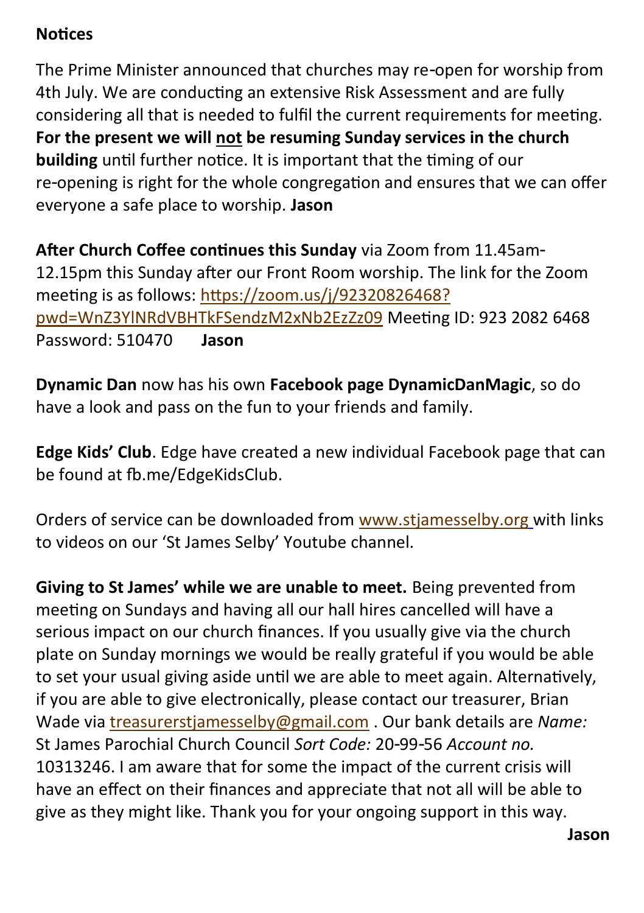**Notices**

The Prime Minister announced that churches may re-open for worship from 4th July. We are conducting an extensive Risk Assessment and are fully considering all that is needed to fulfil the current requirements for meeting. **For the present we will not be resuming Sunday services in the church building** until further notice. It is important that the timing of our re-opening is right for the whole congregation and ensures that we can offer everyone a safe place to worship. **Jason**

**After Church Coffee continues this Sunday** via Zoom from 11.45am-12.15pm this Sunday after our Front Room worship. The link for the Zoom meeting is as follows: https://zoom.us/j/92320826468?pwd=WnZ3YlNRdVBHTkFSendzM2xNb2EzZz09 Meeting ID: 923 2082 6468 Password: 510470 **Jason**

**Dynamic Dan** now has his own **Facebook page DynamicDanMagic**, so do have a look and pass on the fun to your friends and family.

**Edge Kids' Club**. Edge have created a new individual Facebook page that can be found at fb.me/EdgeKidsClub.

Orders of service can be downloaded from www.stjamesselby.org with links to videos on our 'St James Selby' Youtube channel.

**Giving to St James' while we are unable to meet.** Being prevented from meeting on Sundays and having all our hall hires cancelled will have a serious impact on our church finances. If you usually give via the church plate on Sunday mornings we would be really grateful if you would be able to set your usual giving aside until we are able to meet again. Alternatively, if you are able to give electronically, please contact our treasurer, Brian Wade via treasurerstjamesselby@gmail.com . Our bank details are *Name:* St James Parochial Church Council *Sort Code:* 20-99-56 *Account no.* 10313246. I am aware that for some the impact of the current crisis will have an effect on their finances and appreciate that not all will be able to give as they might like. Thank you for your ongoing support in this way.

**Jason**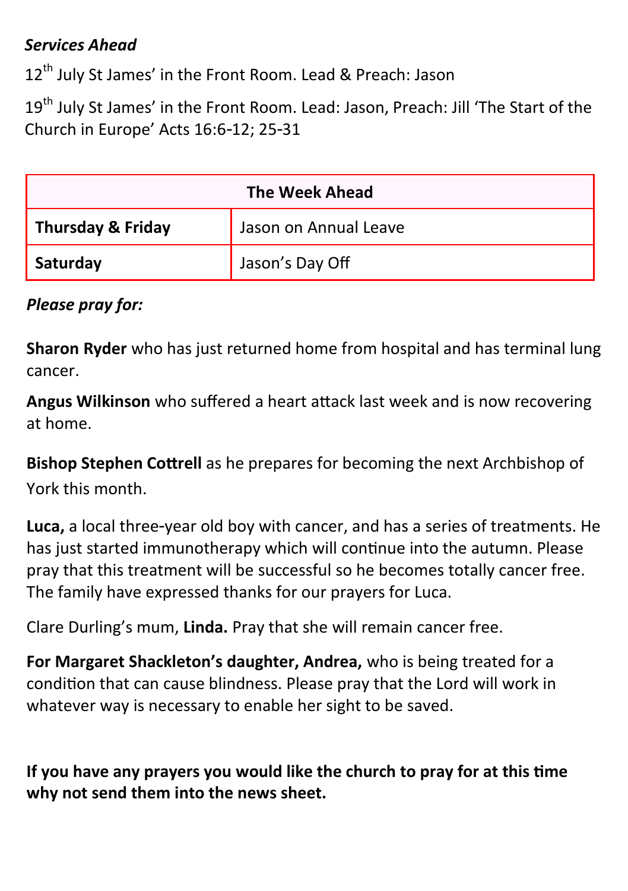***Services Ahead***

12th July St James' in the Front Room. Lead & Preach: Jason

19th July St James' in the Front Room. Lead: Jason, Preach: Jill 'The Start of the Church in Europe' Acts 16:6-12; 25-31

| **The Week Ahead** | |
| --- | --- |
| **Thursday & Friday** | Jason on Annual Leave |
| **Saturday** | Jason's Day Off |

***Please pray for:***

**Sharon Ryder** who has just returned home from hospital and has terminal lung cancer.

**Angus Wilkinson** who suffered a heart attack last week and is now recovering at home.

**Bishop Stephen Cottrell** as he prepares for becoming the next Archbishop of York this month.

**Luca,** a local three-year old boy with cancer, and has a series of treatments. He has just started immunotherapy which will continue into the autumn. Please pray that this treatment will be successful so he becomes totally cancer free. The family have expressed thanks for our prayers for Luca.

Clare Durling's mum, **Linda.** Pray that she will remain cancer free.

**For Margaret Shackleton's daughter, Andrea,** who is being treated for a condition that can cause blindness. Please pray that the Lord will work in whatever way is necessary to enable her sight to be saved.

**If you have any prayers you would like the church to pray for at this time why not send them into the news sheet.**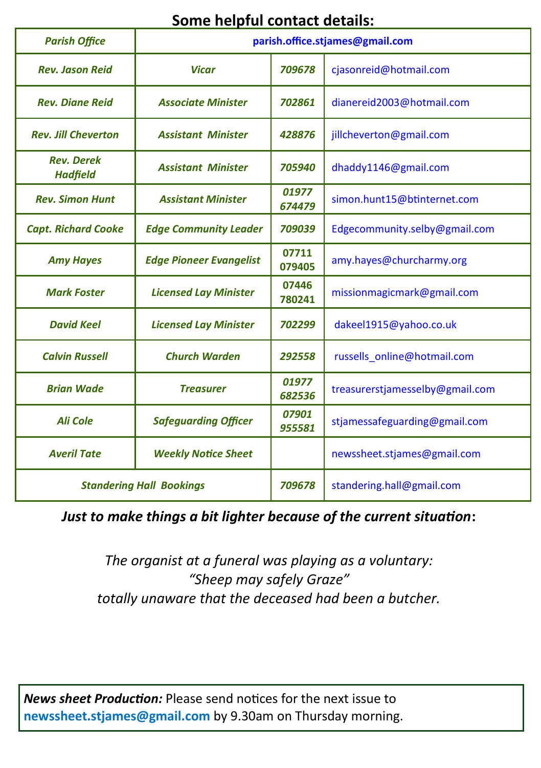## Some helpful contact details:

| | | | |
|---|---|---|---|
| *Parish Office* | **parish.office.stjames@gmail.com** | | |
| *Rev. Jason Reid* | *Vicar* | *709678* | cjasonreid@hotmail.com |
| *Rev. Diane Reid* | *Associate Minister* | *702861* | dianereid2003@hotmail.com |
| *Rev. Jill Cheverton* | *Assistant Minister* | *428876* | jillcheverton@gmail.com |
| *Rev. Derek Hadfield* | *Assistant Minister* | *705940* | dhaddy1146@gmail.com |
| *Rev. Simon Hunt* | *Assistant Minister* | 01977 674479 | simon.hunt15@btinternet.com |
| *Capt. Richard Cooke* | *Edge Community Leader* | *709039* | Edgecommunity.selby@gmail.com |
| *Amy Hayes* | *Edge Pioneer Evangelist* | 07711 079405 | amy.hayes@churcharmy.org |
| *Mark Foster* | *Licensed Lay Minister* | 07446 780241 | missionmagicmark@gmail.com |
| *David Keel* | *Licensed Lay Minister* | *702299* | dakeel1915@yahoo.co.uk |
| *Calvin Russell* | *Church Warden* | *292558* | russells_online@hotmail.com |
| *Brian Wade* | *Treasurer* | 01977 682536 | treasurerstjamesselby@gmail.com |
| *Ali Cole* | *Safeguarding Officer* | 07901 955581 | stjamessafeguarding@gmail.com |
| *Averil Tate* | *Weekly Notice Sheet* | | newssheet.stjames@gmail.com |
| *Standering Hall Bookings* | | *709678* | standering.hall@gmail.com |

***Just to make things a bit lighter because of the current situation*:**

*The organist at a funeral was playing as a voluntary:*
*"Sheep may safely Graze"*
*totally unaware that the deceased had been a butcher.*

***News sheet Production:*** Please send notices for the next issue to **newssheet.stjames@gmail.com** by 9.30am on Thursday morning.